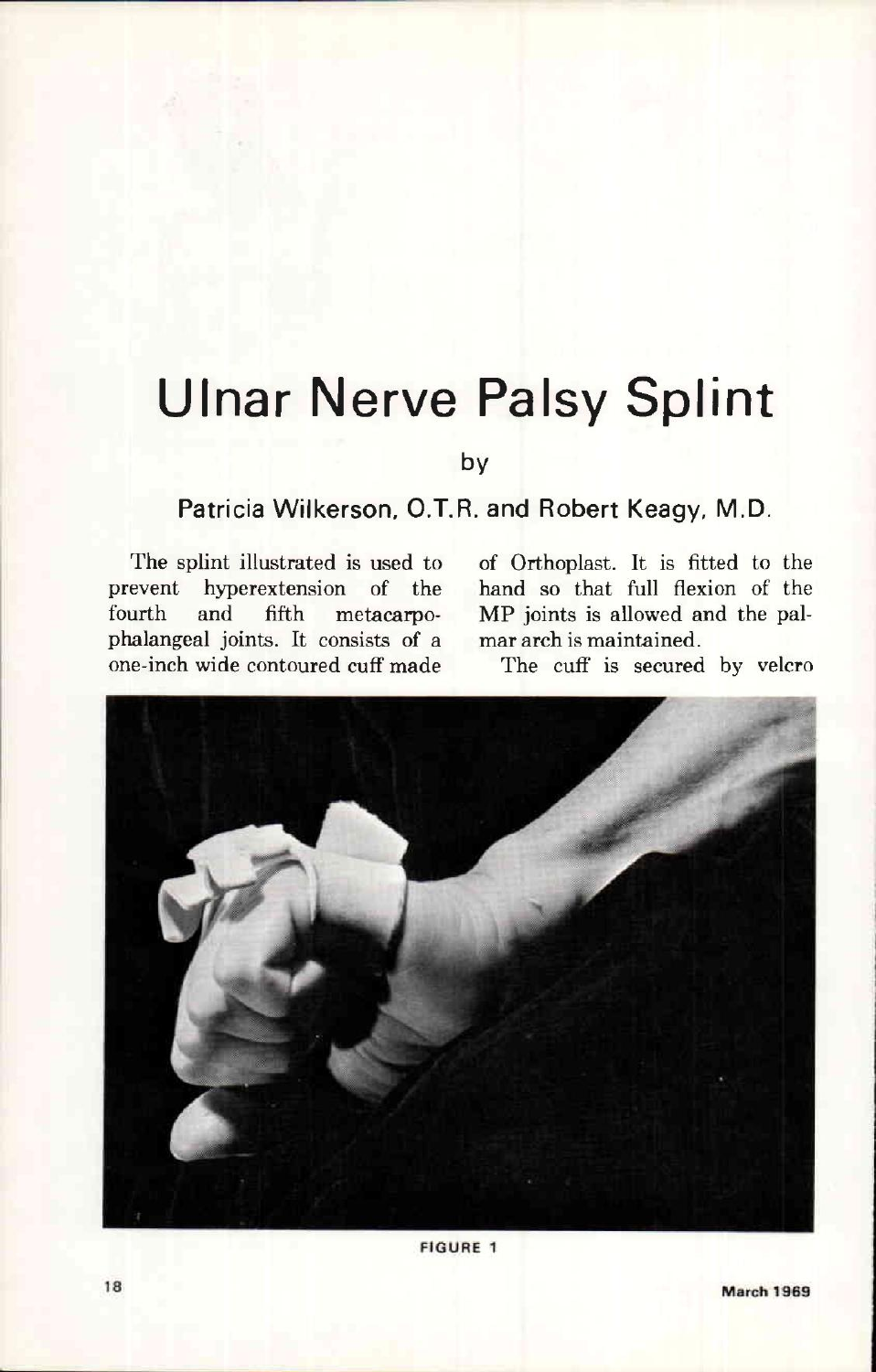# Ulnar Nerve Palsy Splint

by

Patricia Wilkerson, O.T.R. and Robert Keagy, M.D.

The splint illustrated is used to prevent hyperextension of the fourth and fifth metacarpophalangeal joints. It consists of a one-inch wide contoured cuff made of Orthoplast. It is fitted to the hand so that full flexion of the MP joints is allowed and the palmar arch is maintained.

The cuff is secured by velcro

FIGURE 1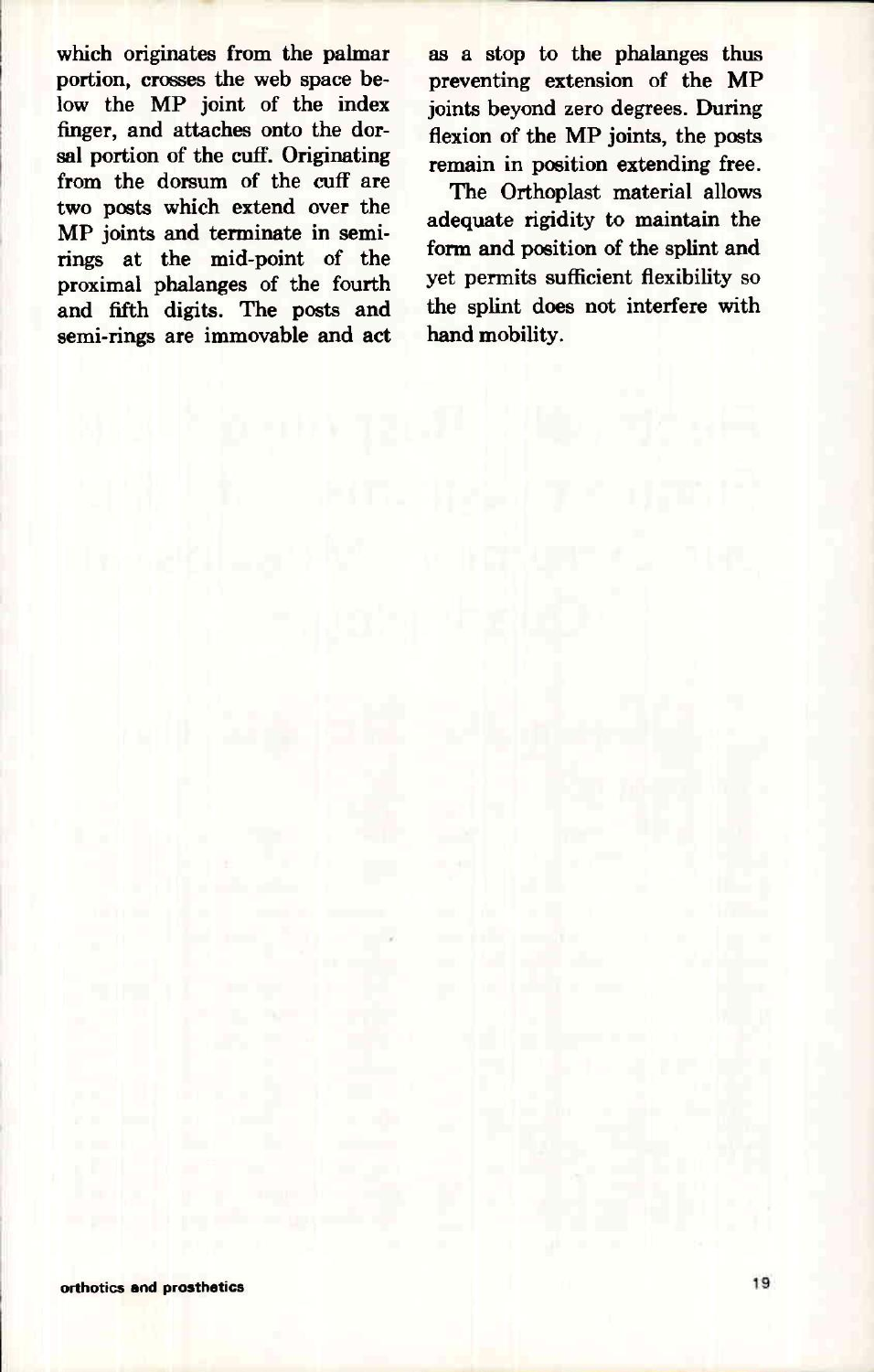which originates from the palmar portion, crosses the web space below the MP joint of the index finger, and attaches onto the dorsal portion of the cuff. Originating from the dorsum of the cuff are two posts which extend over the MP joints and terminate in semi-rings at the mid-point of the proximal phalanges of the fourth and fifth digits. The posts and semi-rings are immovable and act as a stop to the phalanges thus preventing extension of the MP joints beyond zero degrees. During flexion of the MP joints, the posts remain in position extending free.

The Orthoplast material allows adequate rigidity to maintain the form and position of the splint and yet permits sufficient flexibility so the splint does not interfere with hand mobility.